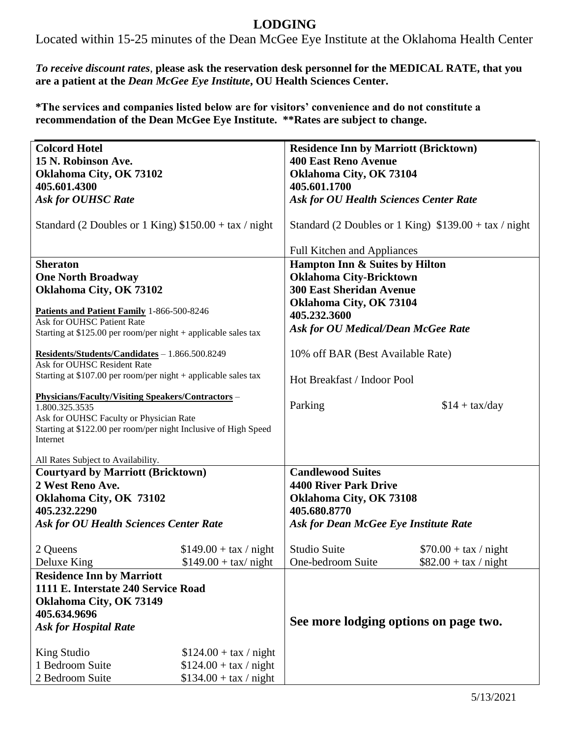# LODGING

Located within 15-25 minutes of the Dean McGee Eye Institute at the Oklahoma Health Center

***To receive discount rates*, please ask the reservation desk personnel for the MEDICAL RATE, that you are a patient at the *Dean McGee Eye Institute*, OU Health Sciences Center.**

**\*The services and companies listed below are for visitors' convenience and do not constitute a recommendation of the Dean McGee Eye Institute. \*\*Rates are subject to change.**

---

**Colcord Hotel**
**15 N. Robinson Ave.**
**Oklahoma City, OK 73102**
**405.601.4300**
***Ask for OUHSC Rate***

Standard (2 Doubles or 1 King) $150.00 + tax / night

---

**Residence Inn by Marriott (Bricktown)**
**400 East Reno Avenue**
**Oklahoma City, OK 73104**
**405.601.1700**
***Ask for OU Health Sciences Center Rate***

Standard (2 Doubles or 1 King) $139.00 + tax / night

Full Kitchen and Appliances

---

**Sheraton**
**One North Broadway**
**Oklahoma City, OK 73102**

**Patients and Patient Family** 1-866-500-8246
Ask for OUHSC Patient Rate
Starting at $125.00 per room/per night + applicable sales tax

**Residents/Students/Candidates** – 1.866.500.8249
Ask for OUHSC Resident Rate
Starting at $107.00 per room/per night + applicable sales tax

**Physicians/Faculty/Visiting Speakers/Contractors** – 1.800.325.3535
Ask for OUHSC Faculty or Physician Rate
Starting at $122.00 per room/per night Inclusive of High Speed Internet

All Rates Subject to Availability.

---

**Hampton Inn & Suites by Hilton**
**Oklahoma City-Bricktown**
**300 East Sheridan Avenue**
**Oklahoma City, OK 73104**
**405.232.3600**
***Ask for OU Medical/Dean McGee Rate***

10% off BAR (Best Available Rate)

Hot Breakfast / Indoor Pool

| Parking | $14 + tax/day |
|---|---|

---

**Courtyard by Marriott (Bricktown)**
**2 West Reno Ave.**
**Oklahoma City, OK 73102**
**405.232.2290**
***Ask for OU Health Sciences Center Rate***

| 2 Queens | $149.00 + tax / night |
|---|---|
| Deluxe King | $149.00 + tax/ night |

---

**Candlewood Suites**
**4400 River Park Drive**
**Oklahoma City, OK 73108**
**405.680.8770**
***Ask for Dean McGee Eye Institute Rate***

| Studio Suite | $70.00 + tax / night |
|---|---|
| One-bedroom Suite | $82.00 + tax / night |

---

**Residence Inn by Marriott**
**1111 E. Interstate 240 Service Road**
**Oklahoma City, OK 73149**
**405.634.9696**
***Ask for Hospital Rate***

| King Studio | $124.00 + tax / night |
|---|---|
| 1 Bedroom Suite | $124.00 + tax / night |
| 2 Bedroom Suite | $134.00 + tax / night |

---

## See more lodging options on page two.

5/13/2021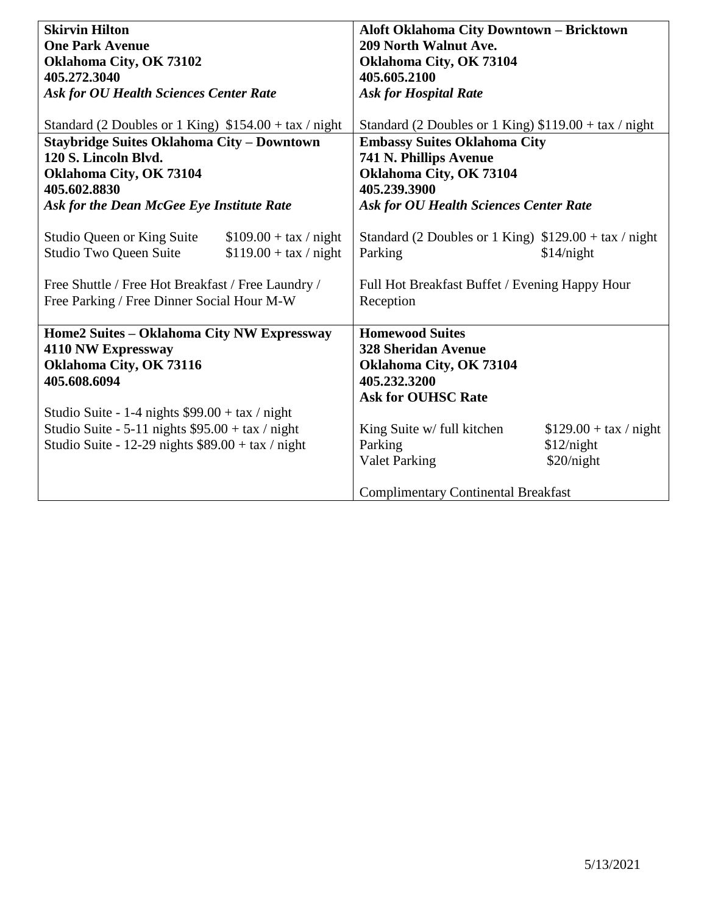| | |
|---|---|
| **Skirvin Hilton**<br>**One Park Avenue**<br>**Oklahoma City, OK 73102**<br>**405.272.3040**<br>***Ask for OU Health Sciences Center Rate***<br><br>Standard (2 Doubles or 1 King) $154.00 + tax / night | **Aloft Oklahoma City Downtown – Bricktown**<br>**209 North Walnut Ave.**<br>**Oklahoma City, OK 73104**<br>**405.605.2100**<br>***Ask for Hospital Rate***<br><br>Standard (2 Doubles or 1 King) $119.00 + tax / night |
| **Staybridge Suites Oklahoma City – Downtown**<br>**120 S. Lincoln Blvd.**<br>**Oklahoma City, OK 73104**<br>**405.602.8830**<br>***Ask for the Dean McGee Eye Institute Rate***<br><br>Studio Queen or King Suite $109.00 + tax / night<br>Studio Two Queen Suite $119.00 + tax / night<br><br>Free Shuttle / Free Hot Breakfast / Free Laundry / Free Parking / Free Dinner Social Hour M-W | **Embassy Suites Oklahoma City**<br>**741 N. Phillips Avenue**<br>**Oklahoma City, OK 73104**<br>**405.239.3900**<br>***Ask for OU Health Sciences Center Rate***<br><br>Standard (2 Doubles or 1 King) $129.00 + tax / night<br>Parking $14/night<br><br>Full Hot Breakfast Buffet / Evening Happy Hour Reception |
| **Home2 Suites – Oklahoma City NW Expressway**<br>**4110 NW Expressway**<br>**Oklahoma City, OK 73116**<br>**405.608.6094**<br><br>Studio Suite - 1-4 nights $99.00 + tax / night<br>Studio Suite - 5-11 nights $95.00 + tax / night<br>Studio Suite - 12-29 nights $89.00 + tax / night | **Homewood Suites**<br>**328 Sheridan Avenue**<br>**Oklahoma City, OK 73104**<br>**405.232.3200**<br>**Ask for OUHSC Rate**<br><br>King Suite w/ full kitchen $129.00 + tax / night<br>Parking $12/night<br>Valet Parking $20/night<br><br>Complimentary Continental Breakfast |

5/13/2021